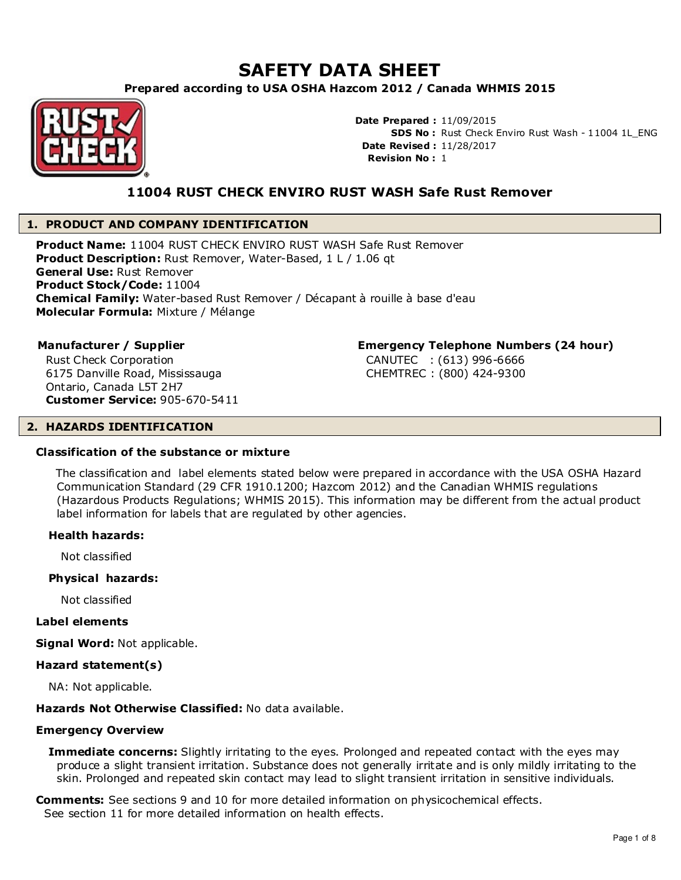# SAFETY DATA SHEET

**Prepared according to USA OSHA Hazcom 2012 / Canada WHMIS 2015**

**Date Prepared :** 11/09/2015
**SDS No :** Rust Check Enviro Rust Wash - 11004 1L_ENG
**Date Revised :** 11/28/2017
**Revision No :** 1

## 11004 RUST CHECK ENVIRO RUST WASH Safe Rust Remover

## 1. PRODUCT AND COMPANY IDENTIFICATION

**Product Name:** 11004 RUST CHECK ENVIRO RUST WASH Safe Rust Remover
**Product Description:** Rust Remover, Water-Based, 1 L / 1.06 qt
**General Use:** Rust Remover
**Product Stock/Code:** 11004
**Chemical Family:** Water-based Rust Remover / Décapant à rouille à base d'eau
**Molecular Formula:** Mixture / Mélange

**Manufacturer / Supplier**
Rust Check Corporation
6175 Danville Road, Mississauga
Ontario, Canada L5T 2H7
**Customer Service:** 905-670-5411

**Emergency Telephone Numbers (24 hour)**
CANUTEC : (613) 996-6666
CHEMTREC : (800) 424-9300

## 2. HAZARDS IDENTIFICATION

### Classification of the substance or mixture

The classification and label elements stated below were prepared in accordance with the USA OSHA Hazard Communication Standard (29 CFR 1910.1200; Hazcom 2012) and the Canadian WHMIS regulations (Hazardous Products Regulations; WHMIS 2015). This information may be different from the actual product label information for labels that are regulated by other agencies.

**Health hazards:**

Not classified

**Physical hazards:**

Not classified

### Label elements

**Signal Word:** Not applicable.

### Hazard statement(s)

NA: Not applicable.

**Hazards Not Otherwise Classified:** No data available.

### Emergency Overview

**Immediate concerns:** Slightly irritating to the eyes. Prolonged and repeated contact with the eyes may produce a slight transient irritation. Substance does not generally irritate and is only mildly irritating to the skin. Prolonged and repeated skin contact may lead to slight transient irritation in sensitive individuals.

**Comments:** See sections 9 and 10 for more detailed information on physicochemical effects.
See section 11 for more detailed information on health effects.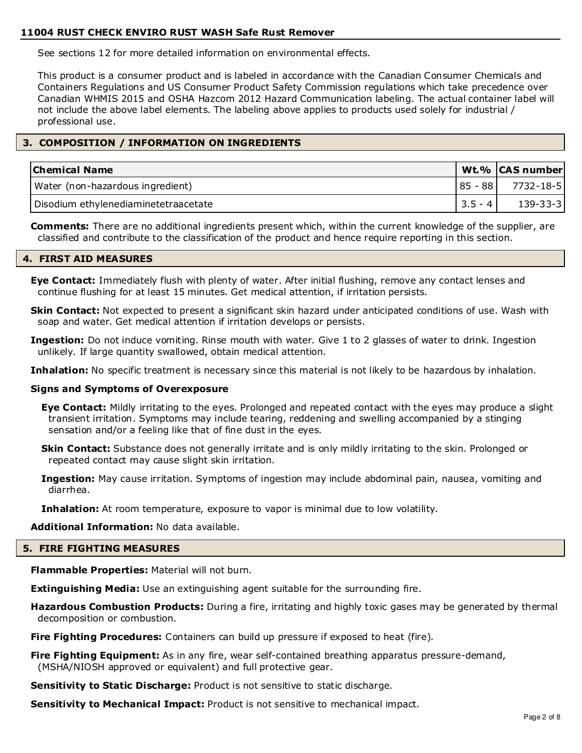See sections 12 for more detailed information on environmental effects.

This product is a consumer product and is labeled in accordance with the Canadian Consumer Chemicals and Containers Regulations and US Consumer Product Safety Commission regulations which take precedence over Canadian WHMIS 2015 and OSHA Hazcom 2012 Hazard Communication labeling. The actual container label will not include the above label elements. The labeling above applies to products used solely for industrial / professional use.

## 3. COMPOSITION / INFORMATION ON INGREDIENTS

| Chemical Name | Wt.% | CAS number |
|---|---|---|
| Water (non-hazardous ingredient) | 85 - 88 | 7732-18-5 |
| Disodium ethylenediaminetetraacetate | 3.5 - 4 | 139-33-3 |

**Comments:** There are no additional ingredients present which, within the current knowledge of the supplier, are classified and contribute to the classification of the product and hence require reporting in this section.

## 4. FIRST AID MEASURES

**Eye Contact:** Immediately flush with plenty of water. After initial flushing, remove any contact lenses and continue flushing for at least 15 minutes. Get medical attention, if irritation persists.

**Skin Contact:** Not expected to present a significant skin hazard under anticipated conditions of use. Wash with soap and water. Get medical attention if irritation develops or persists.

**Ingestion:** Do not induce vomiting. Rinse mouth with water. Give 1 to 2 glasses of water to drink. Ingestion unlikely. If large quantity swallowed, obtain medical attention.

**Inhalation:** No specific treatment is necessary since this material is not likely to be hazardous by inhalation.

**Signs and Symptoms of Overexposure**

**Eye Contact:** Mildly irritating to the eyes. Prolonged and repeated contact with the eyes may produce a slight transient irritation. Symptoms may include tearing, reddening and swelling accompanied by a stinging sensation and/or a feeling like that of fine dust in the eyes.

**Skin Contact:** Substance does not generally irritate and is only mildly irritating to the skin. Prolonged or repeated contact may cause slight skin irritation.

**Ingestion:** May cause irritation. Symptoms of ingestion may include abdominal pain, nausea, vomiting and diarrhea.

**Inhalation:** At room temperature, exposure to vapor is minimal due to low volatility.

**Additional Information:** No data available.

## 5. FIRE FIGHTING MEASURES

**Flammable Properties:** Material will not burn.

**Extinguishing Media:** Use an extinguishing agent suitable for the surrounding fire.

**Hazardous Combustion Products:** During a fire, irritating and highly toxic gases may be generated by thermal decomposition or combustion.

**Fire Fighting Procedures:** Containers can build up pressure if exposed to heat (fire).

**Fire Fighting Equipment:** As in any fire, wear self-contained breathing apparatus pressure-demand, (MSHA/NIOSH approved or equivalent) and full protective gear.

**Sensitivity to Static Discharge:** Product is not sensitive to static discharge.

**Sensitivity to Mechanical Impact:** Product is not sensitive to mechanical impact.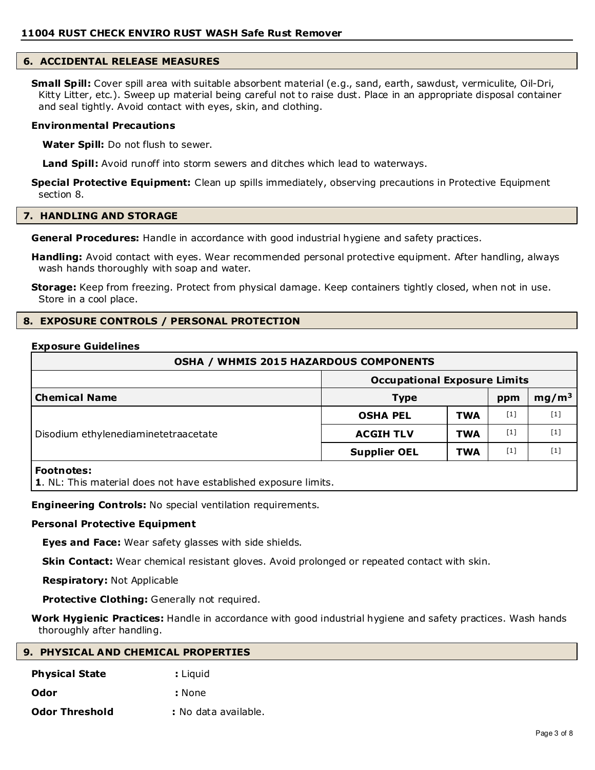## 6. ACCIDENTAL RELEASE MEASURES

**Small Spill:** Cover spill area with suitable absorbent material (e.g., sand, earth, sawdust, vermiculite, Oil-Dri, Kitty Litter, etc.). Sweep up material being careful not to raise dust. Place in an appropriate disposal container and seal tightly. Avoid contact with eyes, skin, and clothing.

**Environmental Precautions**

**Water Spill:** Do not flush to sewer.

**Land Spill:** Avoid runoff into storm sewers and ditches which lead to waterways.

**Special Protective Equipment:** Clean up spills immediately, observing precautions in Protective Equipment section 8.

## 7. HANDLING AND STORAGE

**General Procedures:** Handle in accordance with good industrial hygiene and safety practices.

**Handling:** Avoid contact with eyes. Wear recommended personal protective equipment. After handling, always wash hands thoroughly with soap and water.

**Storage:** Keep from freezing. Protect from physical damage. Keep containers tightly closed, when not in use. Store in a cool place.

## 8. EXPOSURE CONTROLS / PERSONAL PROTECTION

**Exposure Guidelines**

| OSHA / WHMIS 2015 HAZARDOUS COMPONENTS | | | | |
|---|---|---|---|---|
| | Occupational Exposure Limits | | | |
| **Chemical Name** | **Type** | | **ppm** | **mg/m³** |
| Disodium ethylenediaminetetraacetate | **OSHA PEL** | **TWA** | [1] | [1] |
| | **ACGIH TLV** | **TWA** | [1] | [1] |
| | **Supplier OEL** | **TWA** | [1] | [1] |

**Footnotes:**
**1**. NL: This material does not have established exposure limits.

**Engineering Controls:** No special ventilation requirements.

**Personal Protective Equipment**

**Eyes and Face:** Wear safety glasses with side shields.

**Skin Contact:** Wear chemical resistant gloves. Avoid prolonged or repeated contact with skin.

**Respiratory:** Not Applicable

**Protective Clothing:** Generally not required.

**Work Hygienic Practices:** Handle in accordance with good industrial hygiene and safety practices. Wash hands thoroughly after handling.

## 9. PHYSICAL AND CHEMICAL PROPERTIES

**Physical State** : Liquid

**Odor** : None

**Odor Threshold** : No data available.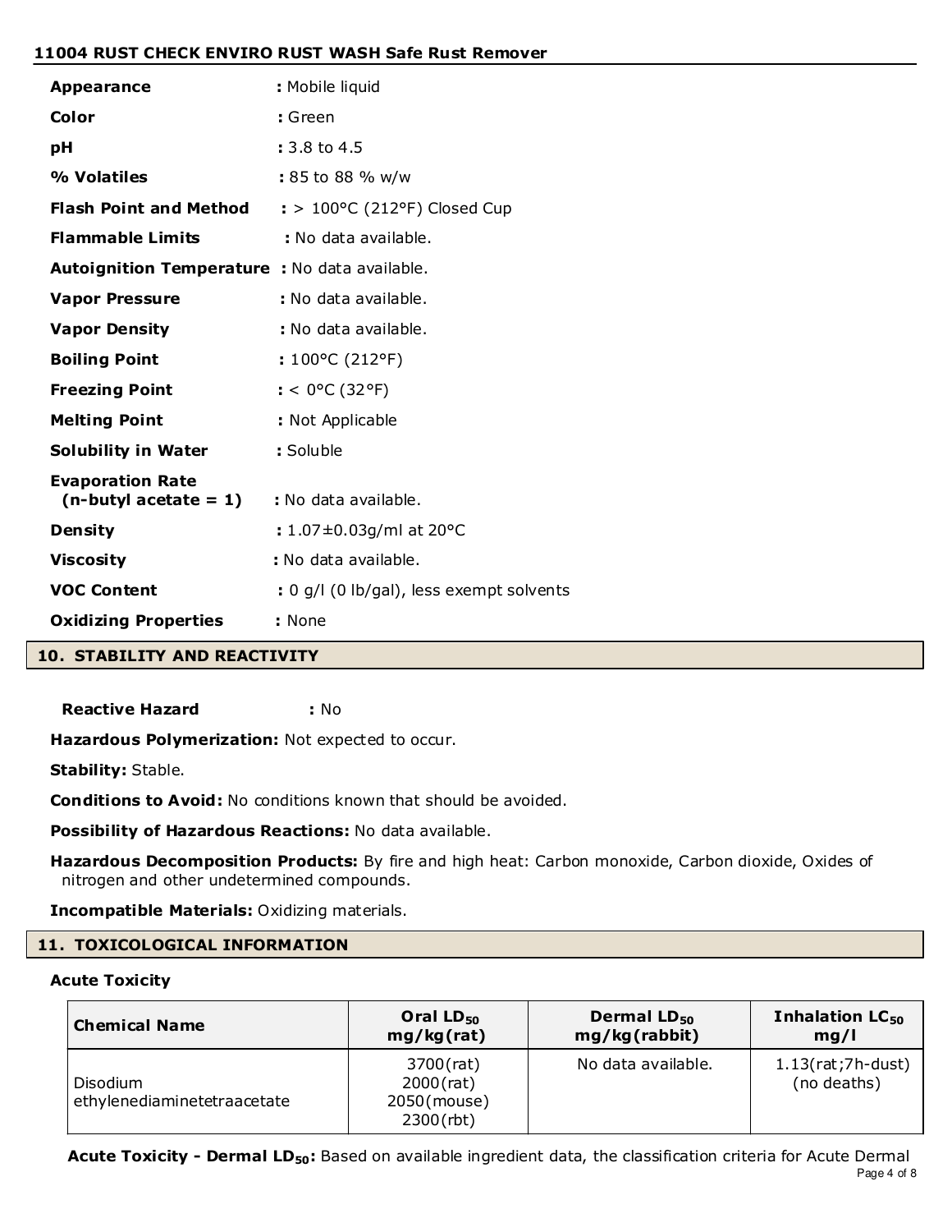| | |
|---|---|
| **Appearance** | : Mobile liquid |
| **Color** | : Green |
| **pH** | : 3.8 to 4.5 |
| **% Volatiles** | : 85 to 88 % w/w |
| **Flash Point and Method** | : > 100°C (212°F) Closed Cup |
| **Flammable Limits** | : No data available. |
| **Autoignition Temperature** | : No data available. |
| **Vapor Pressure** | : No data available. |
| **Vapor Density** | : No data available. |
| **Boiling Point** | : 100°C (212°F) |
| **Freezing Point** | : < 0°C (32°F) |
| **Melting Point** | : Not Applicable |
| **Solubility in Water** | : Soluble |
| **Evaporation Rate (n-butyl acetate = 1)** | : No data available. |
| **Density** | : 1.07±0.03g/ml at 20°C |
| **Viscosity** | : No data available. |
| **VOC Content** | : 0 g/l (0 lb/gal), less exempt solvents |
| **Oxidizing Properties** | : None |

## 10. STABILITY AND REACTIVITY

**Reactive Hazard** : No

**Hazardous Polymerization:** Not expected to occur.

**Stability:** Stable.

**Conditions to Avoid:** No conditions known that should be avoided.

**Possibility of Hazardous Reactions:** No data available.

**Hazardous Decomposition Products:** By fire and high heat: Carbon monoxide, Carbon dioxide, Oxides of nitrogen and other undetermined compounds.

**Incompatible Materials:** Oxidizing materials.

## 11. TOXICOLOGICAL INFORMATION

**Acute Toxicity**

| Chemical Name | Oral $LD_{50}$ mg/kg(rat) | Dermal $LD_{50}$ mg/kg(rabbit) | Inhalation $LC_{50}$ mg/l |
|---|---|---|---|
| Disodium ethylenediaminetetraacetate | 3700(rat) 2000(rat) 2050(mouse) 2300(rbt) | No data available. | 1.13(rat;7h-dust) (no deaths) |

**Acute Toxicity - Dermal $LD_{50}$:** Based on available ingredient data, the classification criteria for Acute Dermal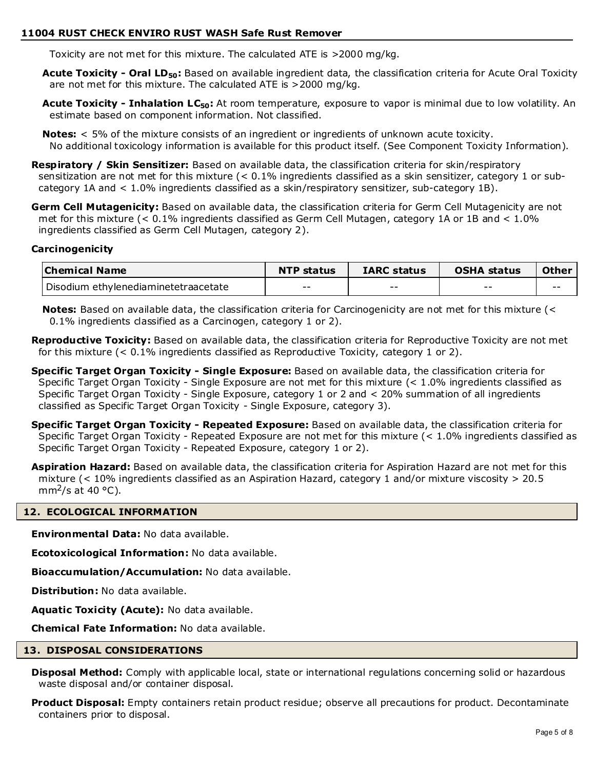Toxicity are not met for this mixture. The calculated ATE is >2000 mg/kg.

**Acute Toxicity - Oral $LD_{50}$:** Based on available ingredient data, the classification criteria for Acute Oral Toxicity are not met for this mixture. The calculated ATE is >2000 mg/kg.

**Acute Toxicity - Inhalation $LC_{50}$:** At room temperature, exposure to vapor is minimal due to low volatility. An estimate based on component information. Not classified.

**Notes:** < 5% of the mixture consists of an ingredient or ingredients of unknown acute toxicity.
No additional toxicology information is available for this product itself. (See Component Toxicity Information).

**Respiratory / Skin Sensitizer:** Based on available data, the classification criteria for skin/respiratory sensitization are not met for this mixture (< 0.1% ingredients classified as a skin sensitizer, category 1 or sub-category 1A and < 1.0% ingredients classified as a skin/respiratory sensitizer, sub-category 1B).

**Germ Cell Mutagenicity:** Based on available data, the classification criteria for Germ Cell Mutagenicity are not met for this mixture (< 0.1% ingredients classified as Germ Cell Mutagen, category 1A or 1B and < 1.0% ingredients classified as Germ Cell Mutagen, category 2).

**Carcinogenicity**

| Chemical Name | NTP status | IARC status | OSHA status | Other |
|---|---|---|---|---|
| Disodium ethylenediaminetetraacetate | -- | -- | -- | -- |

**Notes:** Based on available data, the classification criteria for Carcinogenicity are not met for this mixture (< 0.1% ingredients classified as a Carcinogen, category 1 or 2).

**Reproductive Toxicity:** Based on available data, the classification criteria for Reproductive Toxicity are not met for this mixture (< 0.1% ingredients classified as Reproductive Toxicity, category 1 or 2).

**Specific Target Organ Toxicity - Single Exposure:** Based on available data, the classification criteria for Specific Target Organ Toxicity - Single Exposure are not met for this mixture (< 1.0% ingredients classified as Specific Target Organ Toxicity - Single Exposure, category 1 or 2 and < 20% summation of all ingredients classified as Specific Target Organ Toxicity - Single Exposure, category 3).

**Specific Target Organ Toxicity - Repeated Exposure:** Based on available data, the classification criteria for Specific Target Organ Toxicity - Repeated Exposure are not met for this mixture (< 1.0% ingredients classified as Specific Target Organ Toxicity - Repeated Exposure, category 1 or 2).

**Aspiration Hazard:** Based on available data, the classification criteria for Aspiration Hazard are not met for this mixture (< 10% ingredients classified as an Aspiration Hazard, category 1 and/or mixture viscosity > 20.5 $mm^2/s$ at 40 °C).

## 12. ECOLOGICAL INFORMATION

**Environmental Data:** No data available.

**Ecotoxicological Information:** No data available.

**Bioaccumulation/Accumulation:** No data available.

**Distribution:** No data available.

**Aquatic Toxicity (Acute):** No data available.

**Chemical Fate Information:** No data available.

## 13. DISPOSAL CONSIDERATIONS

**Disposal Method:** Comply with applicable local, state or international regulations concerning solid or hazardous waste disposal and/or container disposal.

**Product Disposal:** Empty containers retain product residue; observe all precautions for product. Decontaminate containers prior to disposal.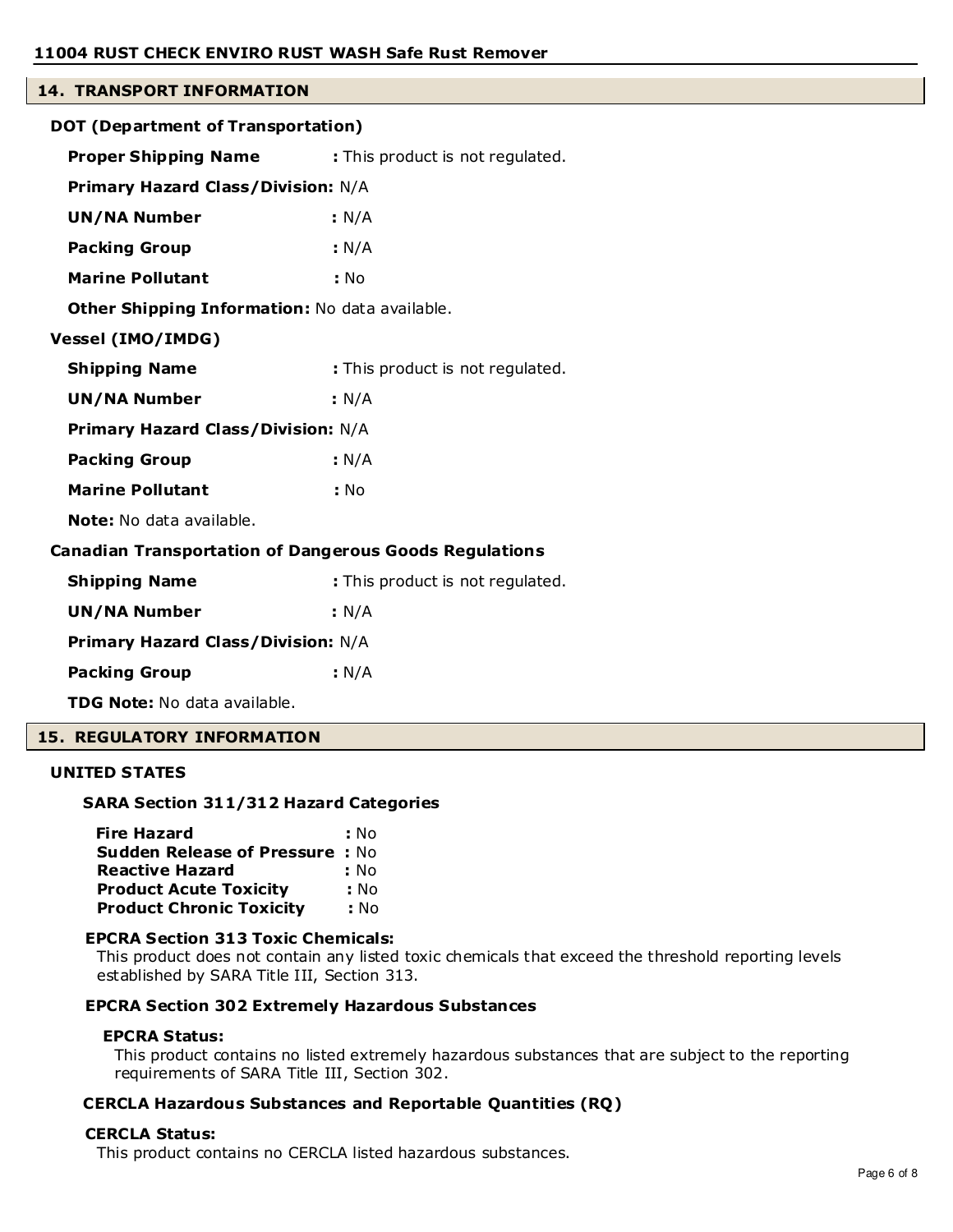## 14. TRANSPORT INFORMATION

### DOT (Department of Transportation)

**Proper Shipping Name** : This product is not regulated.

**Primary Hazard Class/Division:** N/A

**UN/NA Number** : N/A

**Packing Group** : N/A

**Marine Pollutant** : No

**Other Shipping Information:** No data available.

### Vessel (IMO/IMDG)

**Shipping Name** : This product is not regulated.

**UN/NA Number** : N/A

**Primary Hazard Class/Division:** N/A

**Packing Group** : N/A

**Marine Pollutant** : No

**Note:** No data available.

### Canadian Transportation of Dangerous Goods Regulations

**Shipping Name** : This product is not regulated.

**UN/NA Number** : N/A

**Primary Hazard Class/Division:** N/A

**Packing Group** : N/A

**TDG Note:** No data available.

## 15. REGULATORY INFORMATION

### UNITED STATES

#### SARA Section 311/312 Hazard Categories

**Fire Hazard** : No
**Sudden Release of Pressure** : No
**Reactive Hazard** : No
**Product Acute Toxicity** : No
**Product Chronic Toxicity** : No

#### EPCRA Section 313 Toxic Chemicals:

This product does not contain any listed toxic chemicals that exceed the threshold reporting levels established by SARA Title III, Section 313.

#### EPCRA Section 302 Extremely Hazardous Substances

**EPCRA Status:**

This product contains no listed extremely hazardous substances that are subject to the reporting requirements of SARA Title III, Section 302.

#### CERCLA Hazardous Substances and Reportable Quantities (RQ)

**CERCLA Status:**

This product contains no CERCLA listed hazardous substances.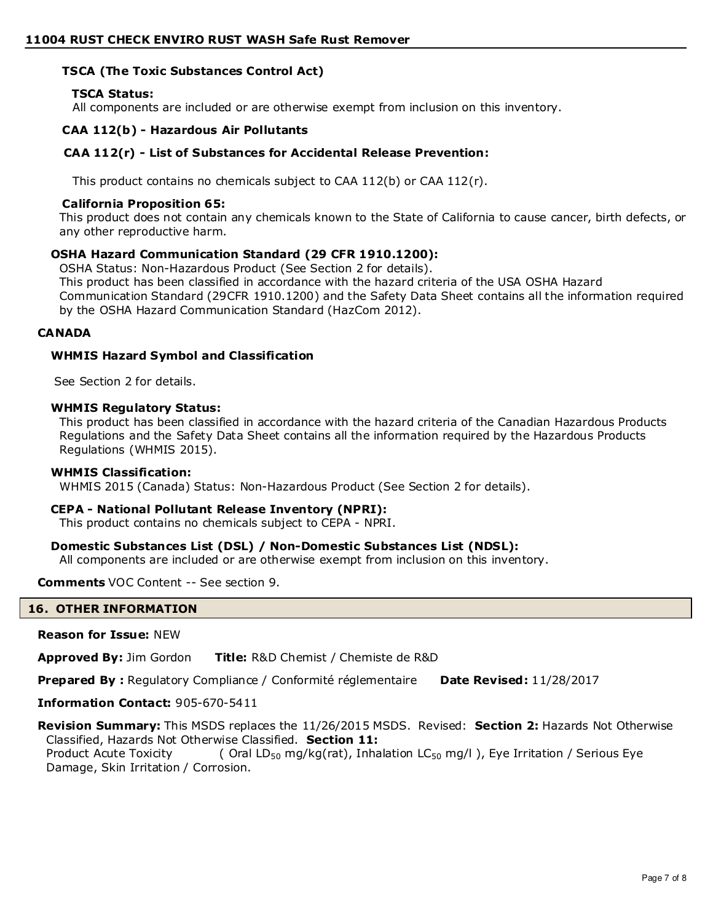**TSCA (The Toxic Substances Control Act)**

**TSCA Status:**
All components are included or are otherwise exempt from inclusion on this inventory.

**CAA 112(b) - Hazardous Air Pollutants**

**CAA 112(r) - List of Substances for Accidental Release Prevention:**

This product contains no chemicals subject to CAA 112(b) or CAA 112(r).

**California Proposition 65:**
This product does not contain any chemicals known to the State of California to cause cancer, birth defects, or any other reproductive harm.

**OSHA Hazard Communication Standard (29 CFR 1910.1200):**
OSHA Status: Non-Hazardous Product (See Section 2 for details).
This product has been classified in accordance with the hazard criteria of the USA OSHA Hazard Communication Standard (29CFR 1910.1200) and the Safety Data Sheet contains all the information required by the OSHA Hazard Communication Standard (HazCom 2012).

**CANADA**

**WHMIS Hazard Symbol and Classification**

See Section 2 for details.

**WHMIS Regulatory Status:**
This product has been classified in accordance with the hazard criteria of the Canadian Hazardous Products Regulations and the Safety Data Sheet contains all the information required by the Hazardous Products Regulations (WHMIS 2015).

**WHMIS Classification:**
WHMIS 2015 (Canada) Status: Non-Hazardous Product (See Section 2 for details).

**CEPA - National Pollutant Release Inventory (NPRI):**
This product contains no chemicals subject to CEPA - NPRI.

**Domestic Substances List (DSL) / Non-Domestic Substances List (NDSL):**
All components are included or are otherwise exempt from inclusion on this inventory.

**Comments** VOC Content -- See section 9.

## 16. OTHER INFORMATION

**Reason for Issue:** NEW

**Approved By:** Jim Gordon **Title:** R&D Chemist / Chemiste de R&D

**Prepared By :** Regulatory Compliance / Conformité réglementaire **Date Revised:** 11/28/2017

**Information Contact:** 905-670-5411

**Revision Summary:** This MSDS replaces the 11/26/2015 MSDS. Revised: **Section 2:** Hazards Not Otherwise Classified, Hazards Not Otherwise Classified. **Section 11:**
Product Acute Toxicity ( Oral $LD_{50}$ mg/kg(rat), Inhalation $LC_{50}$ mg/l ), Eye Irritation / Serious Eye Damage, Skin Irritation / Corrosion.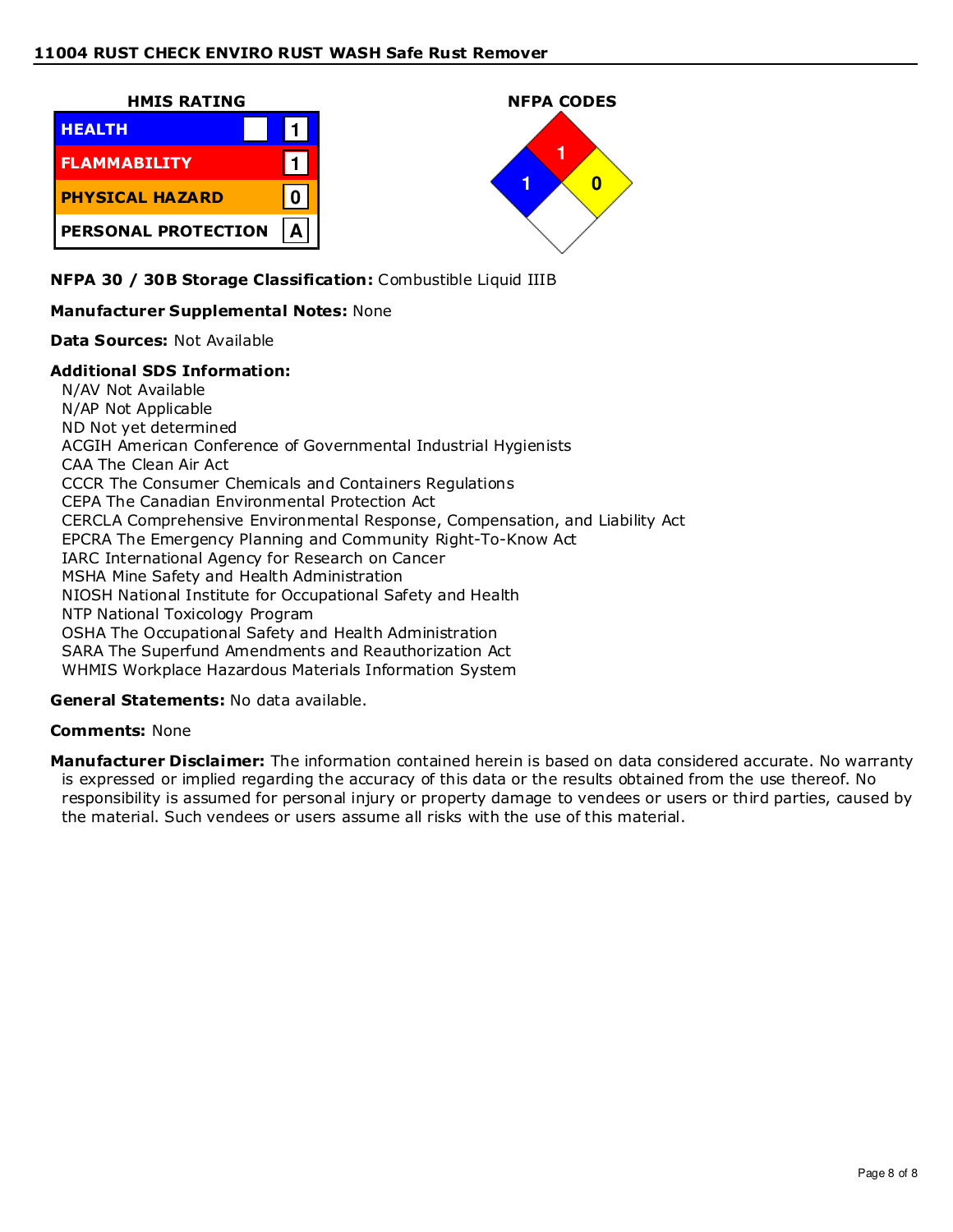**HMIS RATING**

| | |
|---|---|
| HEALTH | 1 |
| FLAMMABILITY | 1 |
| PHYSICAL HAZARD | 0 |
| PERSONAL PROTECTION | A |

**NFPA CODES**

1
1
0

**NFPA 30 / 30B Storage Classification:** Combustible Liquid IIIB

**Manufacturer Supplemental Notes:** None

**Data Sources:** Not Available

**Additional SDS Information:**

N/AV Not Available
N/AP Not Applicable
ND Not yet determined
ACGIH American Conference of Governmental Industrial Hygienists
CAA The Clean Air Act
CCCR The Consumer Chemicals and Containers Regulations
CEPA The Canadian Environmental Protection Act
CERCLA Comprehensive Environmental Response, Compensation, and Liability Act
EPCRA The Emergency Planning and Community Right-To-Know Act
IARC International Agency for Research on Cancer
MSHA Mine Safety and Health Administration
NIOSH National Institute for Occupational Safety and Health
NTP National Toxicology Program
OSHA The Occupational Safety and Health Administration
SARA The Superfund Amendments and Reauthorization Act
WHMIS Workplace Hazardous Materials Information System

**General Statements:** No data available.

**Comments:** None

**Manufacturer Disclaimer:** The information contained herein is based on data considered accurate. No warranty is expressed or implied regarding the accuracy of this data or the results obtained from the use thereof. No responsibility is assumed for personal injury or property damage to vendees or users or third parties, caused by the material. Such vendees or users assume all risks with the use of this material.